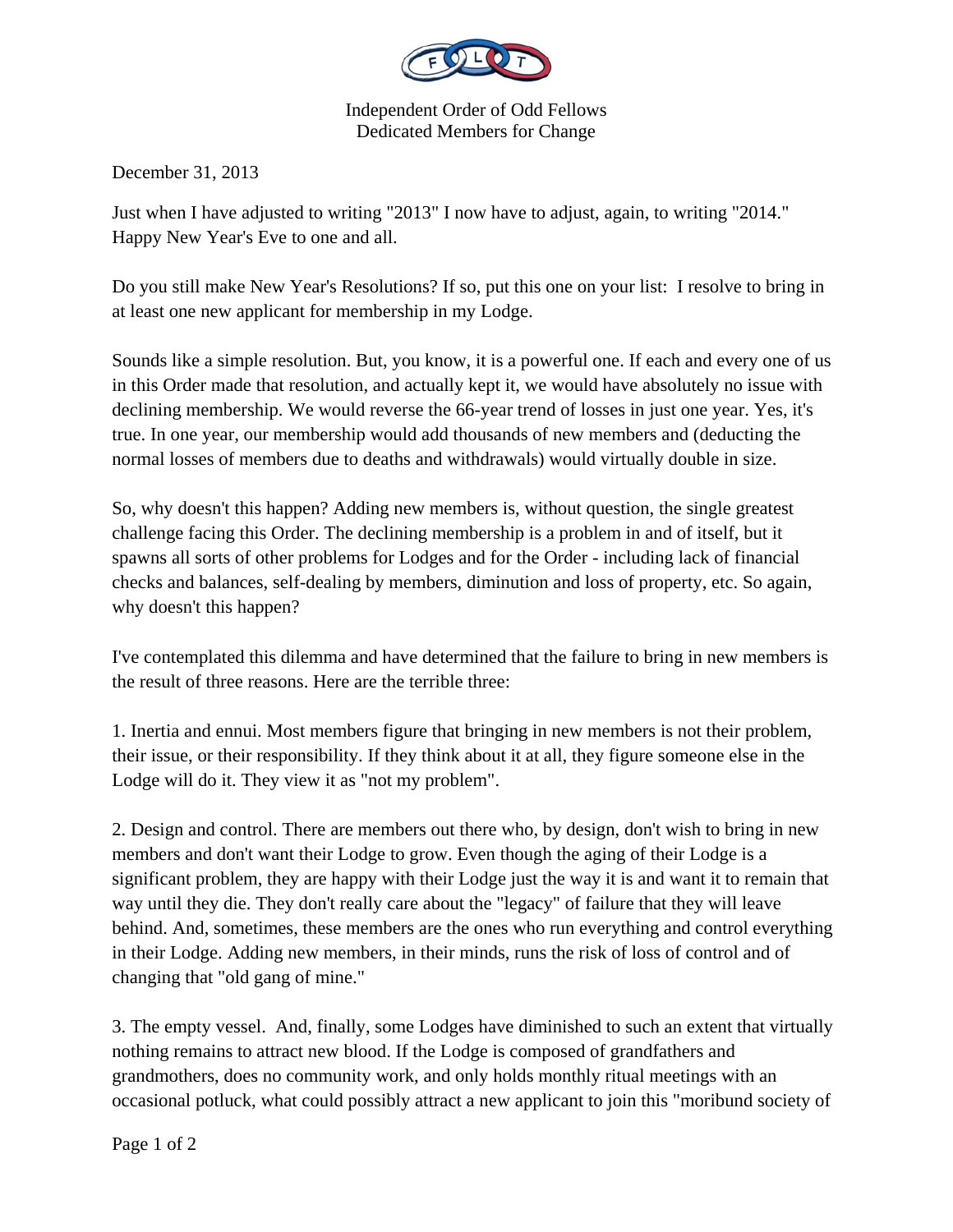Independent Order of Odd Fellows
Dedicated Members for Change

December 31, 2013

Just when I have adjusted to writing "2013" I now have to adjust, again, to writing "2014." Happy New Year's Eve to one and all.

Do you still make New Year's Resolutions? If so, put this one on your list: I resolve to bring in at least one new applicant for membership in my Lodge.

Sounds like a simple resolution. But, you know, it is a powerful one. If each and every one of us in this Order made that resolution, and actually kept it, we would have absolutely no issue with declining membership. We would reverse the 66-year trend of losses in just one year. Yes, it's true. In one year, our membership would add thousands of new members and (deducting the normal losses of members due to deaths and withdrawals) would virtually double in size.

So, why doesn't this happen? Adding new members is, without question, the single greatest challenge facing this Order. The declining membership is a problem in and of itself, but it spawns all sorts of other problems for Lodges and for the Order - including lack of financial checks and balances, self-dealing by members, diminution and loss of property, etc. So again, why doesn't this happen?

I've contemplated this dilemma and have determined that the failure to bring in new members is the result of three reasons. Here are the terrible three:

1. Inertia and ennui. Most members figure that bringing in new members is not their problem, their issue, or their responsibility. If they think about it at all, they figure someone else in the Lodge will do it. They view it as "not my problem".

2. Design and control. There are members out there who, by design, don't wish to bring in new members and don't want their Lodge to grow. Even though the aging of their Lodge is a significant problem, they are happy with their Lodge just the way it is and want it to remain that way until they die. They don't really care about the "legacy" of failure that they will leave behind. And, sometimes, these members are the ones who run everything and control everything in their Lodge. Adding new members, in their minds, runs the risk of loss of control and of changing that "old gang of mine."

3. The empty vessel. And, finally, some Lodges have diminished to such an extent that virtually nothing remains to attract new blood. If the Lodge is composed of grandfathers and grandmothers, does no community work, and only holds monthly ritual meetings with an occasional potluck, what could possibly attract a new applicant to join this "moribund society of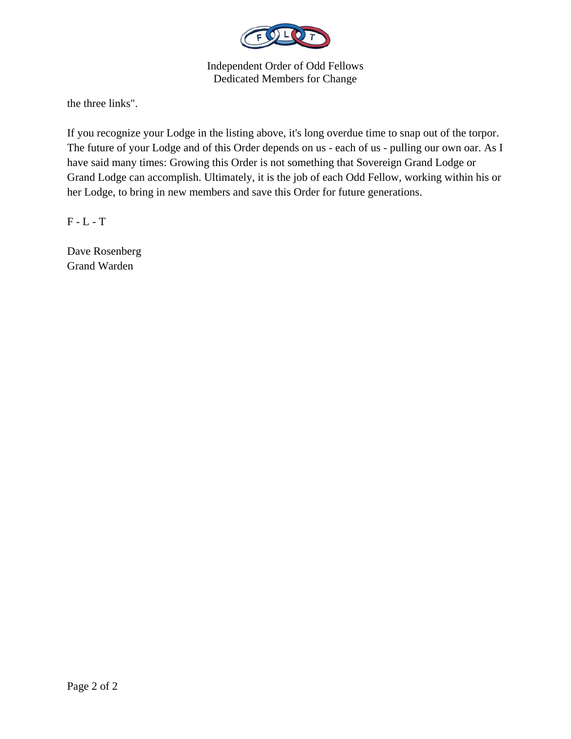the three links".

If you recognize your Lodge in the listing above, it's long overdue time to snap out of the torpor. The future of your Lodge and of this Order depends on us - each of us - pulling our own oar. As I have said many times: Growing this Order is not something that Sovereign Grand Lodge or Grand Lodge can accomplish. Ultimately, it is the job of each Odd Fellow, working within his or her Lodge, to bring in new members and save this Order for future generations.

F - L - T

Dave Rosenberg
Grand Warden